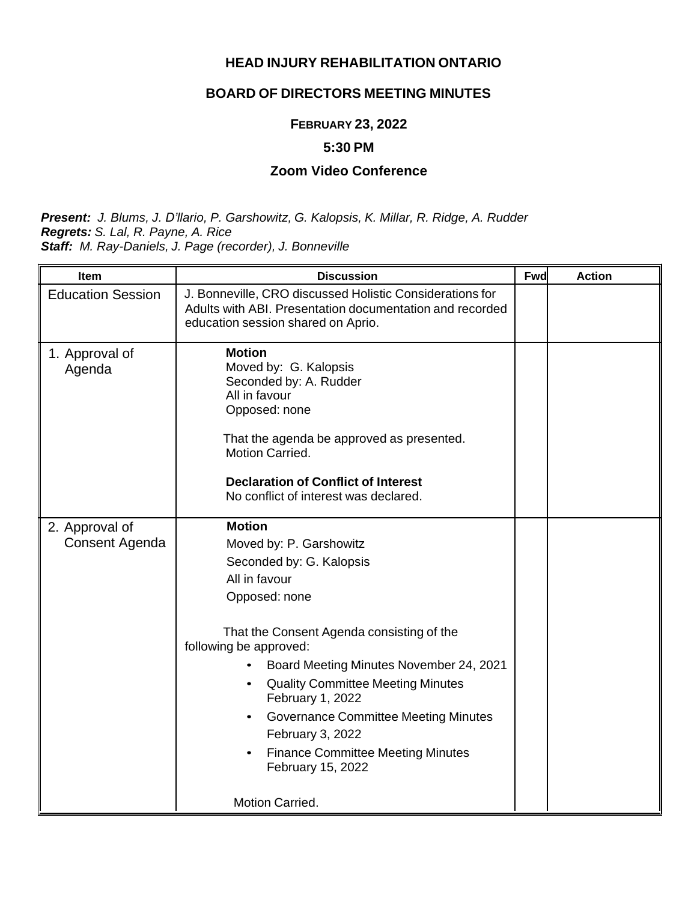# HEAD INJURY REHABILITATION ONTARIO

## BOARD OF DIRECTORS MEETING MINUTES

### FEBRUARY 23, 2022

### 5:30 PM

### Zoom Video Conference

***Present:*** *J. Blums, J. D'llario, P. Garshowitz, G. Kalopsis, K. Millar, R. Ridge, A. Rudder*
***Regrets:*** *S. Lal, R. Payne, A. Rice*
***Staff:*** *M. Ray-Daniels, J. Page (recorder), J. Bonneville*

| Item | Discussion | Fwd | Action |
|---|---|---|---|
| Education Session | J. Bonneville, CRO discussed Holistic Considerations for Adults with ABI. Presentation documentation and recorded education session shared on Aprio. | | |
| 1. Approval of Agenda | **Motion**<br>Moved by: G. Kalopsis<br>Seconded by: A. Rudder<br>All in favour<br>Opposed: none<br><br>That the agenda be approved as presented.<br>Motion Carried.<br><br>**Declaration of Conflict of Interest**<br>No conflict of interest was declared. | | |
| 2. Approval of Consent Agenda | **Motion**<br>Moved by: P. Garshowitz<br>Seconded by: G. Kalopsis<br>All in favour<br>Opposed: none<br><br>That the Consent Agenda consisting of the following be approved:<br>• Board Meeting Minutes November 24, 2021<br>• Quality Committee Meeting Minutes February 1, 2022<br>• Governance Committee Meeting Minutes February 3, 2022<br>• Finance Committee Meeting Minutes February 15, 2022<br><br>Motion Carried. | | |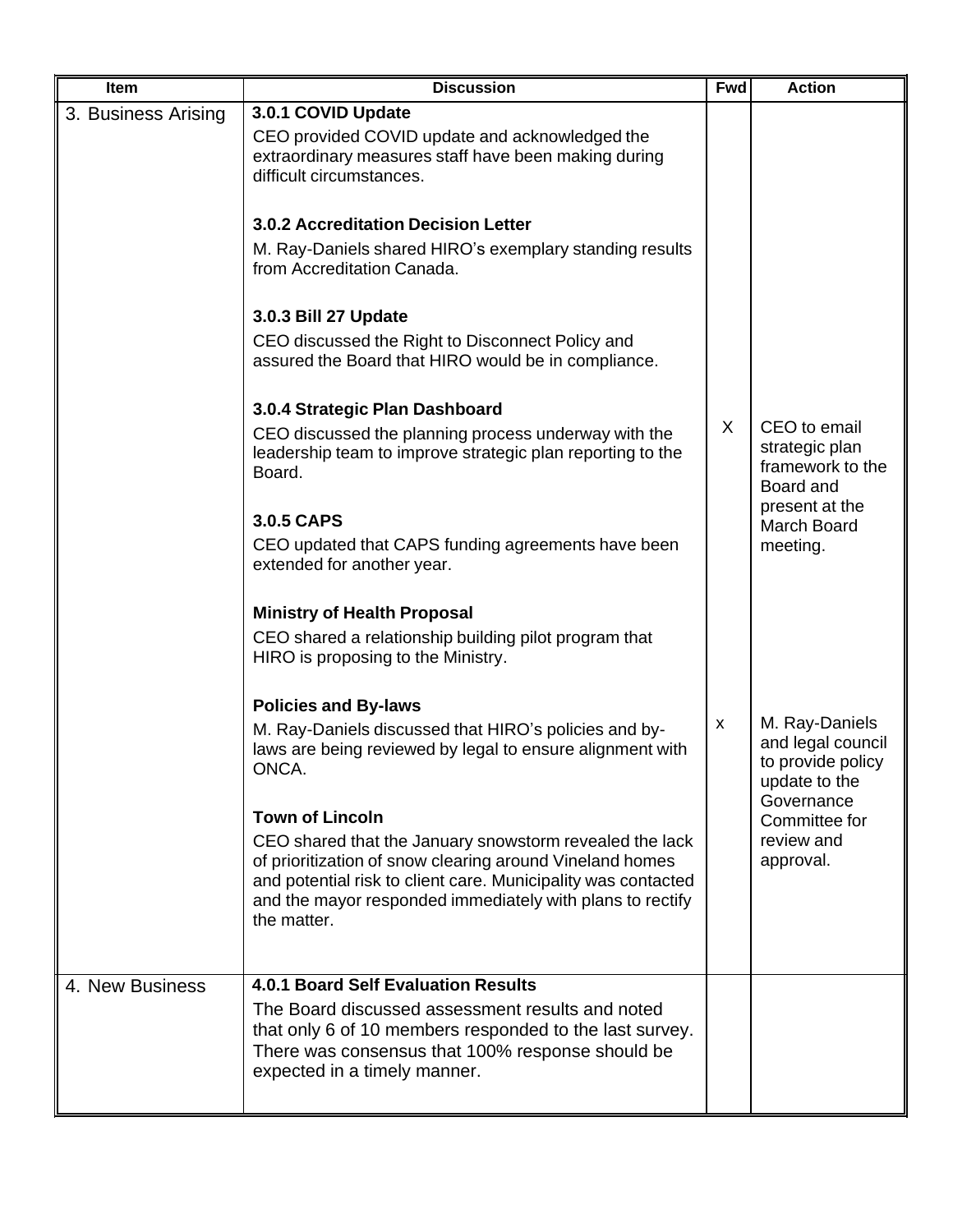| Item | Discussion | Fwd | Action |
|---|---|---|---|
| 3. Business Arising | **3.0.1 COVID Update**<br>CEO provided COVID update and acknowledged the extraordinary measures staff have been making during difficult circumstances.<br><br>**3.0.2 Accreditation Decision Letter**<br>M. Ray-Daniels shared HIRO's exemplary standing results from Accreditation Canada.<br><br>**3.0.3 Bill 27 Update**<br>CEO discussed the Right to Disconnect Policy and assured the Board that HIRO would be in compliance.<br><br>**3.0.4 Strategic Plan Dashboard**<br>CEO discussed the planning process underway with the leadership team to improve strategic plan reporting to the Board. | X | CEO to email strategic plan framework to the Board and present at the March Board meeting. |
| | **3.0.5 CAPS**<br>CEO updated that CAPS funding agreements have been extended for another year.<br><br>**Ministry of Health Proposal**<br>CEO shared a relationship building pilot program that HIRO is proposing to the Ministry. | | |
| | **Policies and By-laws**<br>M. Ray-Daniels discussed that HIRO's policies and by-laws are being reviewed by legal to ensure alignment with ONCA. | x | M. Ray-Daniels and legal council to provide policy update to the Governance Committee for review and approval. |
| | **Town of Lincoln**<br>CEO shared that the January snowstorm revealed the lack of prioritization of snow clearing around Vineland homes and potential risk to client care. Municipality was contacted and the mayor responded immediately with plans to rectify the matter. | | |
| 4. New Business | **4.0.1 Board Self Evaluation Results**<br>The Board discussed assessment results and noted that only 6 of 10 members responded to the last survey. There was consensus that 100% response should be expected in a timely manner. | | |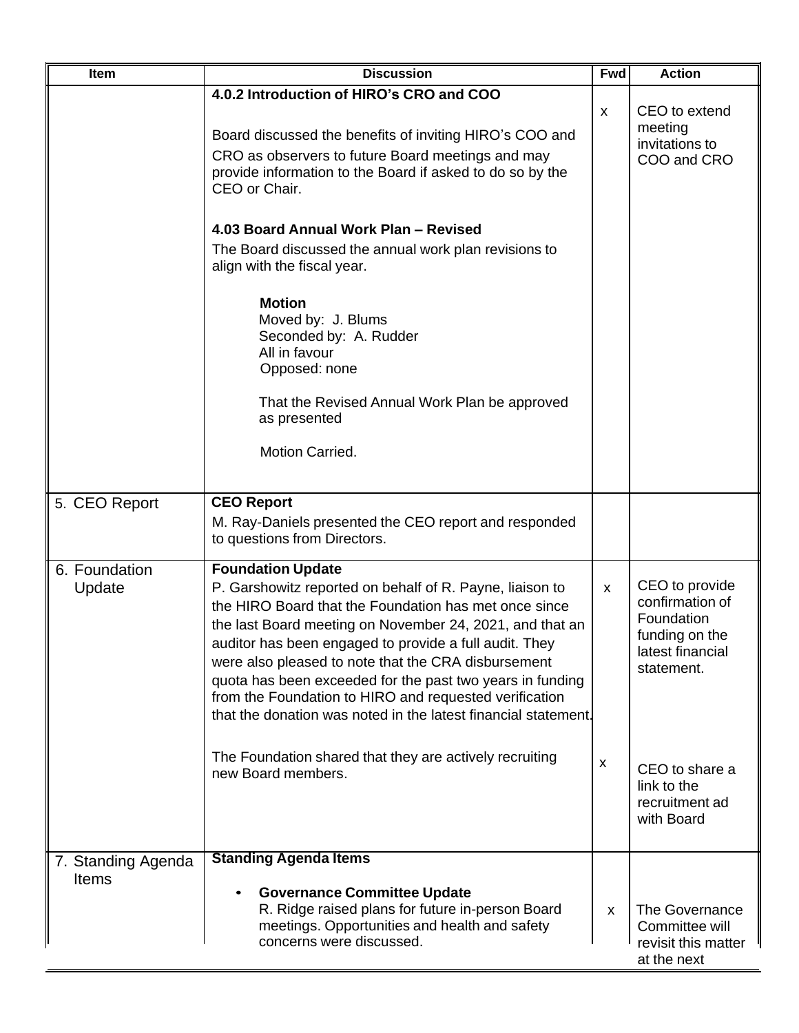| Item | Discussion | Fwd | Action |
|---|---|---|---|
| | **4.0.2 Introduction of HIRO's CRO and COO**<br><br>Board discussed the benefits of inviting HIRO's COO and CRO as observers to future Board meetings and may provide information to the Board if asked to do so by the CEO or Chair.<br><br>**4.03 Board Annual Work Plan – Revised**<br>The Board discussed the annual work plan revisions to align with the fiscal year.<br><br>**Motion**<br>Moved by: J. Blums<br>Seconded by: A. Rudder<br>All in favour<br>Opposed: none<br><br>That the Revised Annual Work Plan be approved as presented<br><br>Motion Carried. | x | CEO to extend meeting invitations to COO and CRO |
| 5. CEO Report | **CEO Report**<br>M. Ray-Daniels presented the CEO report and responded to questions from Directors. | | |
| 6. Foundation Update | **Foundation Update**<br>P. Garshowitz reported on behalf of R. Payne, liaison to the HIRO Board that the Foundation has met once since the last Board meeting on November 24, 2021, and that an auditor has been engaged to provide a full audit. They were also pleased to note that the CRA disbursement quota has been exceeded for the past two years in funding from the Foundation to HIRO and requested verification that the donation was noted in the latest financial statement.<br><br>The Foundation shared that they are actively recruiting new Board members. | x<br><br><br><br><br><br>x | CEO to provide confirmation of Foundation funding on the latest financial statement.<br><br><br>CEO to share a link to the recruitment ad with Board |
| 7. Standing Agenda Items | **Standing Agenda Items**<br><br>• **Governance Committee Update**<br>R. Ridge raised plans for future in-person Board meetings. Opportunities and health and safety concerns were discussed. | x | The Governance Committee will revisit this matter at the next |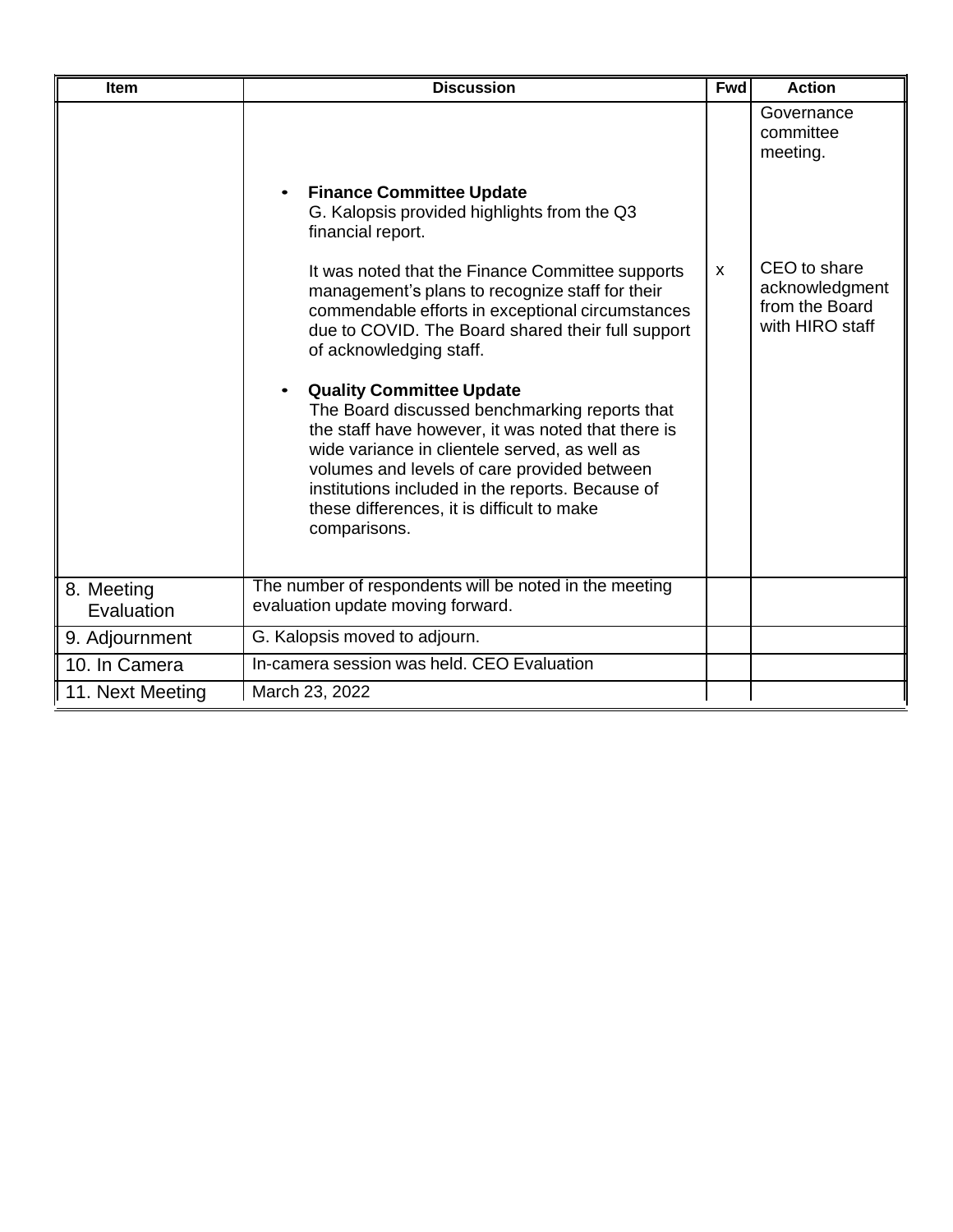| Item | Discussion | Fwd | Action |
| --- | --- | --- | --- |
| | • **Finance Committee Update**<br>G. Kalopsis provided highlights from the Q3 financial report.<br><br>It was noted that the Finance Committee supports management's plans to recognize staff for their commendable efforts in exceptional circumstances due to COVID. The Board shared their full support of acknowledging staff.<br><br>• **Quality Committee Update**<br>The Board discussed benchmarking reports that the staff have however, it was noted that there is wide variance in clientele served, as well as volumes and levels of care provided between institutions included in the reports. Because of these differences, it is difficult to make comparisons. | x | Governance committee meeting.<br><br>CEO to share acknowledgment from the Board with HIRO staff |
| 8. Meeting Evaluation | The number of respondents will be noted in the meeting evaluation update moving forward. | | |
| 9. Adjournment | G. Kalopsis moved to adjourn. | | |
| 10. In Camera | In-camera session was held. CEO Evaluation | | |
| 11. Next Meeting | March 23, 2022 | | |